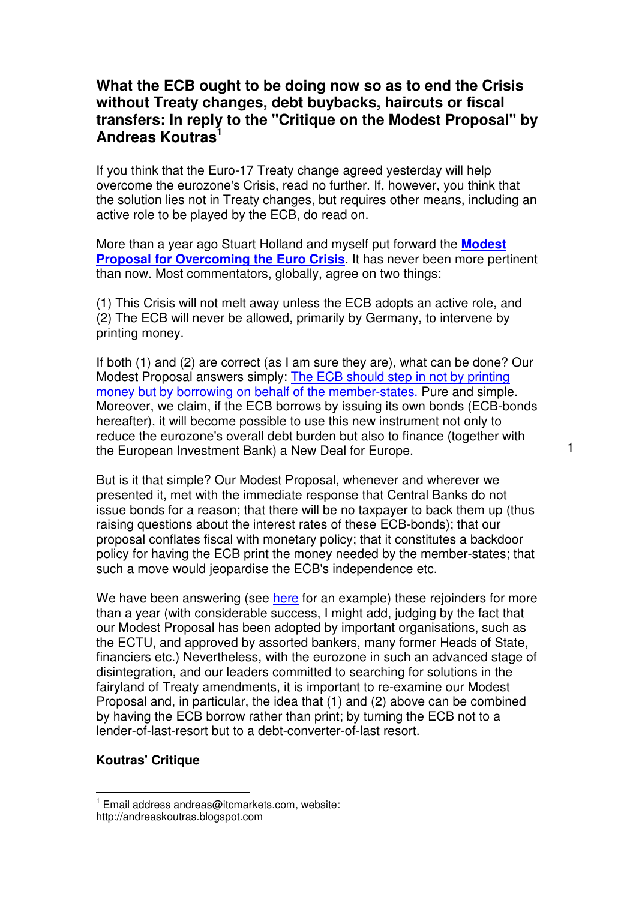# What the ECB ought to be doing now so as to end the Crisis without Treaty changes, debt buybacks, haircuts or fiscal transfers: In reply to the "Critique on the Modest Proposal" by Andreas Koutras[1]

If you think that the Euro-17 Treaty change agreed yesterday will help overcome the eurozone's Crisis, read no further. If, however, you think that the solution lies not in Treaty changes, but requires other means, including an active role to be played by the ECB, do read on.

More than a year ago Stuart Holland and myself put forward the **Modest Proposal for Overcoming the Euro Crisis**. It has never been more pertinent than now. Most commentators, globally, agree on two things:

(1) This Crisis will not melt away unless the ECB adopts an active role, and
(2) The ECB will never be allowed, primarily by Germany, to intervene by printing money.

If both (1) and (2) are correct (as I am sure they are), what can be done? Our Modest Proposal answers simply: The ECB should step in not by printing money but by borrowing on behalf of the member-states. Pure and simple. Moreover, we claim, if the ECB borrows by issuing its own bonds (ECB-bonds hereafter), it will become possible to use this new instrument not only to reduce the eurozone's overall debt burden but also to finance (together with the European Investment Bank) a New Deal for Europe.

But is it that simple? Our Modest Proposal, whenever and wherever we presented it, met with the immediate response that Central Banks do not issue bonds for a reason; that there will be no taxpayer to back them up (thus raising questions about the interest rates of these ECB-bonds); that our proposal conflates fiscal with monetary policy; that it constitutes a backdoor policy for having the ECB print the money needed by the member-states; that such a move would jeopardise the ECB's independence etc.

We have been answering (see here for an example) these rejoinders for more than a year (with considerable success, I might add, judging by the fact that our Modest Proposal has been adopted by important organisations, such as the ECTU, and approved by assorted bankers, many former Heads of State, financiers etc.) Nevertheless, with the eurozone in such an advanced stage of disintegration, and our leaders committed to searching for solutions in the fairyland of Treaty amendments, it is important to re-examine our Modest Proposal and, in particular, the idea that (1) and (2) above can be combined by having the ECB borrow rather than print; by turning the ECB not to a lender-of-last-resort but to a debt-converter-of-last resort.

**Koutras' Critique**

[1] Email address andreas@itcmarkets.com, website: http://andreaskoutras.blogspot.com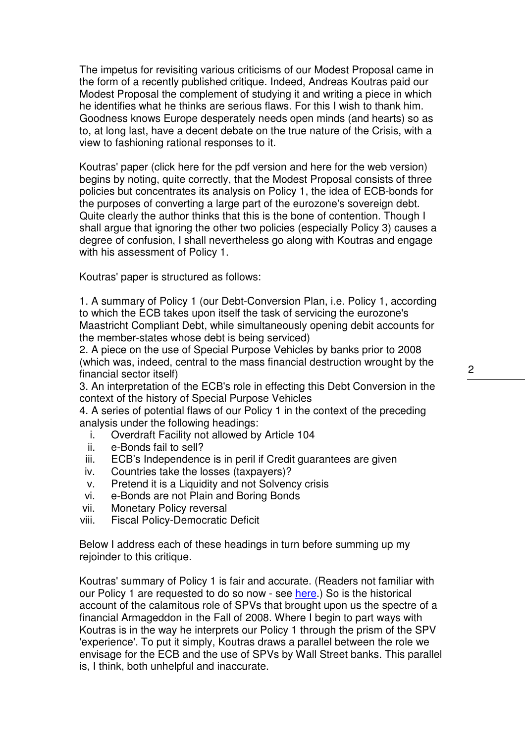The impetus for revisiting various criticisms of our Modest Proposal came in the form of a recently published critique. Indeed, Andreas Koutras paid our Modest Proposal the complement of studying it and writing a piece in which he identifies what he thinks are serious flaws. For this I wish to thank him. Goodness knows Europe desperately needs open minds (and hearts) so as to, at long last, have a decent debate on the true nature of the Crisis, with a view to fashioning rational responses to it.

Koutras' paper (click here for the pdf version and here for the web version) begins by noting, quite correctly, that the Modest Proposal consists of three policies but concentrates its analysis on Policy 1, the idea of ECB-bonds for the purposes of converting a large part of the eurozone's sovereign debt. Quite clearly the author thinks that this is the bone of contention. Though I shall argue that ignoring the other two policies (especially Policy 3) causes a degree of confusion, I shall nevertheless go along with Koutras and engage with his assessment of Policy 1.

Koutras' paper is structured as follows:

1. A summary of Policy 1 (our Debt-Conversion Plan, i.e. Policy 1, according to which the ECB takes upon itself the task of servicing the eurozone's Maastricht Compliant Debt, while simultaneously opening debit accounts for the member-states whose debt is being serviced)
2. A piece on the use of Special Purpose Vehicles by banks prior to 2008 (which was, indeed, central to the mass financial destruction wrought by the financial sector itself)
3. An interpretation of the ECB's role in effecting this Debt Conversion in the context of the history of Special Purpose Vehicles
4. A series of potential flaws of our Policy 1 in the context of the preceding analysis under the following headings:
   i. Overdraft Facility not allowed by Article 104
   ii. e-Bonds fail to sell?
   iii. ECB's Independence is in peril if Credit guarantees are given
   iv. Countries take the losses (taxpayers)?
   v. Pretend it is a Liquidity and not Solvency crisis
   vi. e-Bonds are not Plain and Boring Bonds
   vii. Monetary Policy reversal
   viii. Fiscal Policy-Democratic Deficit

Below I address each of these headings in turn before summing up my rejoinder to this critique.

Koutras' summary of Policy 1 is fair and accurate. (Readers not familiar with our Policy 1 are requested to do so now - see [here](here).) So is the historical account of the calamitous role of SPVs that brought upon us the spectre of a financial Armageddon in the Fall of 2008. Where I begin to part ways with Koutras is in the way he interprets our Policy 1 through the prism of the SPV 'experience'. To put it simply, Koutras draws a parallel between the role we envisage for the ECB and the use of SPVs by Wall Street banks. This parallel is, I think, both unhelpful and inaccurate.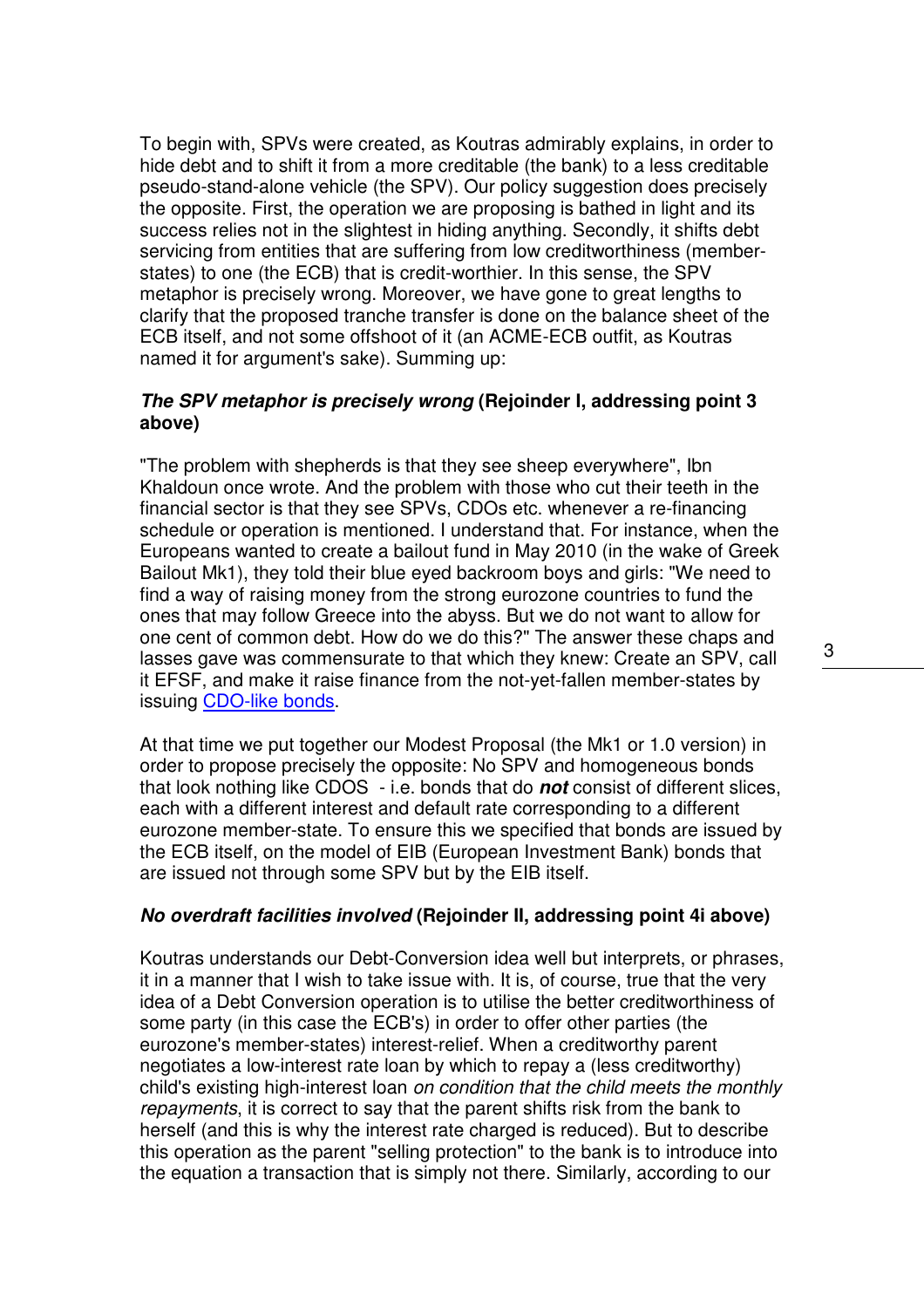To begin with, SPVs were created, as Koutras admirably explains, in order to hide debt and to shift it from a more creditable (the bank) to a less creditable pseudo-stand-alone vehicle (the SPV). Our policy suggestion does precisely the opposite. First, the operation we are proposing is bathed in light and its success relies not in the slightest in hiding anything. Secondly, it shifts debt servicing from entities that are suffering from low creditworthiness (member-states) to one (the ECB) that is credit-worthier. In this sense, the SPV metaphor is precisely wrong. Moreover, we have gone to great lengths to clarify that the proposed tranche transfer is done on the balance sheet of the ECB itself, and not some offshoot of it (an ACME-ECB outfit, as Koutras named it for argument's sake). Summing up:

### ***The SPV metaphor is precisely wrong*** **(Rejoinder I, addressing point 3 above)**

"The problem with shepherds is that they see sheep everywhere", Ibn Khaldoun once wrote. And the problem with those who cut their teeth in the financial sector is that they see SPVs, CDOs etc. whenever a re-financing schedule or operation is mentioned. I understand that. For instance, when the Europeans wanted to create a bailout fund in May 2010 (in the wake of Greek Bailout Mk1), they told their blue eyed backroom boys and girls: "We need to find a way of raising money from the strong eurozone countries to fund the ones that may follow Greece into the abyss. But we do not want to allow for one cent of common debt. How do we do this?" The answer these chaps and lasses gave was commensurate to that which they knew: Create an SPV, call it EFSF, and make it raise finance from the not-yet-fallen member-states by issuing CDO-like bonds.

At that time we put together our Modest Proposal (the Mk1 or 1.0 version) in order to propose precisely the opposite: No SPV and homogeneous bonds that look nothing like CDOS - i.e. bonds that do ***not*** consist of different slices, each with a different interest and default rate corresponding to a different eurozone member-state. To ensure this we specified that bonds are issued by the ECB itself, on the model of EIB (European Investment Bank) bonds that are issued not through some SPV but by the EIB itself.

### ***No overdraft facilities involved*** **(Rejoinder II, addressing point 4i above)**

Koutras understands our Debt-Conversion idea well but interprets, or phrases, it in a manner that I wish to take issue with. It is, of course, true that the very idea of a Debt Conversion operation is to utilise the better creditworthiness of some party (in this case the ECB's) in order to offer other parties (the eurozone's member-states) interest-relief. When a creditworthy parent negotiates a low-interest rate loan by which to repay a (less creditworthy) child's existing high-interest loan *on condition that the child meets the monthly repayments*, it is correct to say that the parent shifts risk from the bank to herself (and this is why the interest rate charged is reduced). But to describe this operation as the parent "selling protection" to the bank is to introduce into the equation a transaction that is simply not there. Similarly, according to our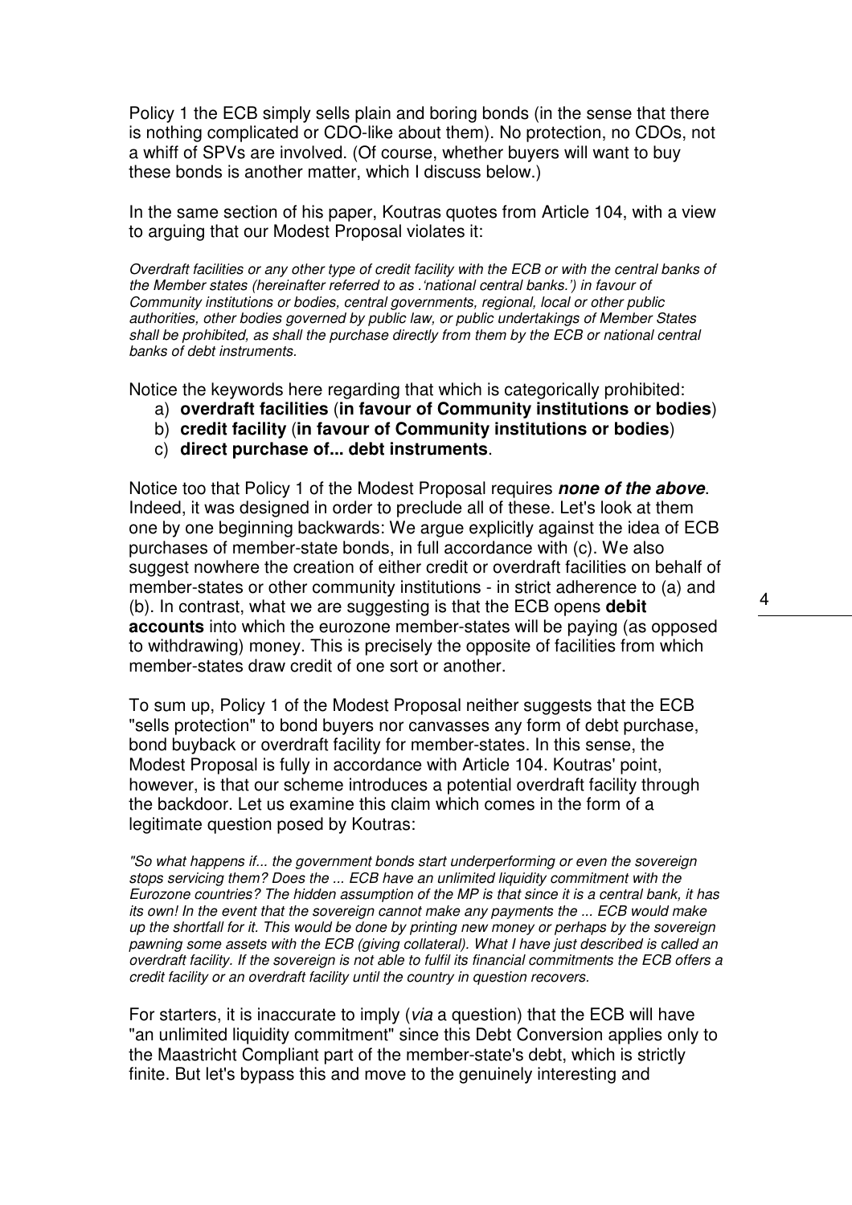Policy 1 the ECB simply sells plain and boring bonds (in the sense that there is nothing complicated or CDO-like about them). No protection, no CDOs, not a whiff of SPVs are involved. (Of course, whether buyers will want to buy these bonds is another matter, which I discuss below.)

In the same section of his paper, Koutras quotes from Article 104, with a view to arguing that our Modest Proposal violates it:

*Overdraft facilities or any other type of credit facility with the ECB or with the central banks of the Member states (hereinafter referred to as .'national central banks.') in favour of Community institutions or bodies, central governments, regional, local or other public authorities, other bodies governed by public law, or public undertakings of Member States shall be prohibited, as shall the purchase directly from them by the ECB or national central banks of debt instruments.*

Notice the keywords here regarding that which is categorically prohibited:

a) **overdraft facilities** (**in favour of Community institutions or bodies**)
b) **credit facility** (**in favour of Community institutions or bodies**)
c) **direct purchase of... debt instruments**.

Notice too that Policy 1 of the Modest Proposal requires ***none of the above***. Indeed, it was designed in order to preclude all of these. Let's look at them one by one beginning backwards: We argue explicitly against the idea of ECB purchases of member-state bonds, in full accordance with (c). We also suggest nowhere the creation of either credit or overdraft facilities on behalf of member-states or other community institutions - in strict adherence to (a) and (b). In contrast, what we are suggesting is that the ECB opens **debit accounts** into which the eurozone member-states will be paying (as opposed to withdrawing) money. This is precisely the opposite of facilities from which member-states draw credit of one sort or another.

To sum up, Policy 1 of the Modest Proposal neither suggests that the ECB "sells protection" to bond buyers nor canvasses any form of debt purchase, bond buyback or overdraft facility for member-states. In this sense, the Modest Proposal is fully in accordance with Article 104. Koutras' point, however, is that our scheme introduces a potential overdraft facility through the backdoor. Let us examine this claim which comes in the form of a legitimate question posed by Koutras:

*"So what happens if... the government bonds start underperforming or even the sovereign stops servicing them? Does the ... ECB have an unlimited liquidity commitment with the Eurozone countries? The hidden assumption of the MP is that since it is a central bank, it has its own! In the event that the sovereign cannot make any payments the ... ECB would make up the shortfall for it. This would be done by printing new money or perhaps by the sovereign pawning some assets with the ECB (giving collateral). What I have just described is called an overdraft facility. If the sovereign is not able to fulfil its financial commitments the ECB offers a credit facility or an overdraft facility until the country in question recovers.*

For starters, it is inaccurate to imply (*via* a question) that the ECB will have "an unlimited liquidity commitment" since this Debt Conversion applies only to the Maastricht Compliant part of the member-state's debt, which is strictly finite. But let's bypass this and move to the genuinely interesting and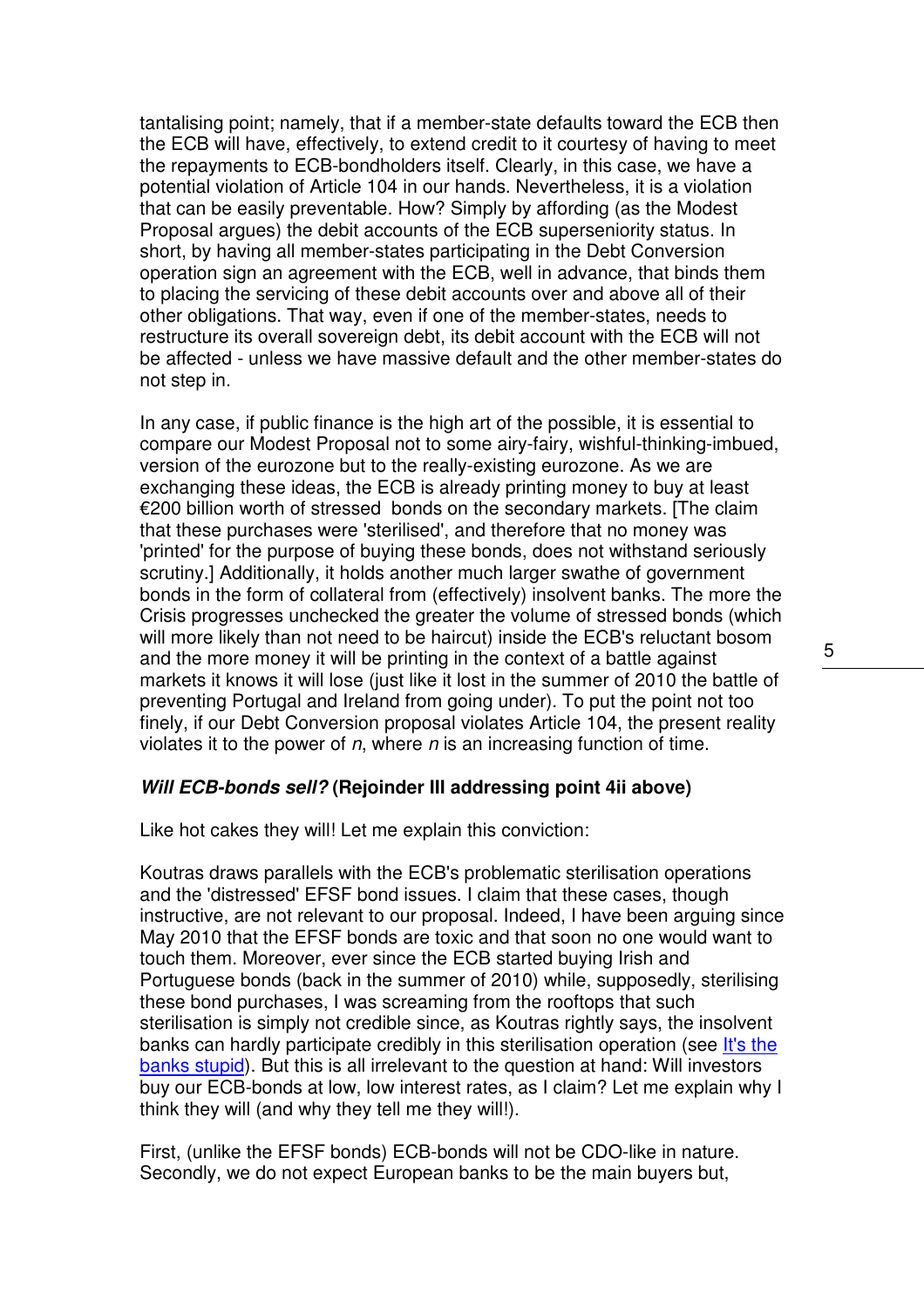tantalising point; namely, that if a member-state defaults toward the ECB then the ECB will have, effectively, to extend credit to it courtesy of having to meet the repayments to ECB-bondholders itself. Clearly, in this case, we have a potential violation of Article 104 in our hands. Nevertheless, it is a violation that can be easily preventable. How? Simply by affording (as the Modest Proposal argues) the debit accounts of the ECB superseniority status. In short, by having all member-states participating in the Debt Conversion operation sign an agreement with the ECB, well in advance, that binds them to placing the servicing of these debit accounts over and above all of their other obligations. That way, even if one of the member-states, needs to restructure its overall sovereign debt, its debit account with the ECB will not be affected - unless we have massive default and the other member-states do not step in.

In any case, if public finance is the high art of the possible, it is essential to compare our Modest Proposal not to some airy-fairy, wishful-thinking-imbued, version of the eurozone but to the really-existing eurozone. As we are exchanging these ideas, the ECB is already printing money to buy at least €200 billion worth of stressed bonds on the secondary markets. [The claim that these purchases were 'sterilised', and therefore that no money was 'printed' for the purpose of buying these bonds, does not withstand seriously scrutiny.] Additionally, it holds another much larger swathe of government bonds in the form of collateral from (effectively) insolvent banks. The more the Crisis progresses unchecked the greater the volume of stressed bonds (which will more likely than not need to be haircut) inside the ECB's reluctant bosom and the more money it will be printing in the context of a battle against markets it knows it will lose (just like it lost in the summer of 2010 the battle of preventing Portugal and Ireland from going under). To put the point not too finely, if our Debt Conversion proposal violates Article 104, the present reality violates it to the power of $n$, where $n$ is an increasing function of time.

***Will ECB-bonds sell?*** **(Rejoinder III addressing point 4ii above)**

Like hot cakes they will! Let me explain this conviction:

Koutras draws parallels with the ECB's problematic sterilisation operations and the 'distressed' EFSF bond issues. I claim that these cases, though instructive, are not relevant to our proposal. Indeed, I have been arguing since May 2010 that the EFSF bonds are toxic and that soon no one would want to touch them. Moreover, ever since the ECB started buying Irish and Portuguese bonds (back in the summer of 2010) while, supposedly, sterilising these bond purchases, I was screaming from the rooftops that such sterilisation is simply not credible since, as Koutras rightly says, the insolvent banks can hardly participate credibly in this sterilisation operation (see It's the banks stupid). But this is all irrelevant to the question at hand: Will investors buy our ECB-bonds at low, low interest rates, as I claim? Let me explain why I think they will (and why they tell me they will!).

First, (unlike the EFSF bonds) ECB-bonds will not be CDO-like in nature. Secondly, we do not expect European banks to be the main buyers but,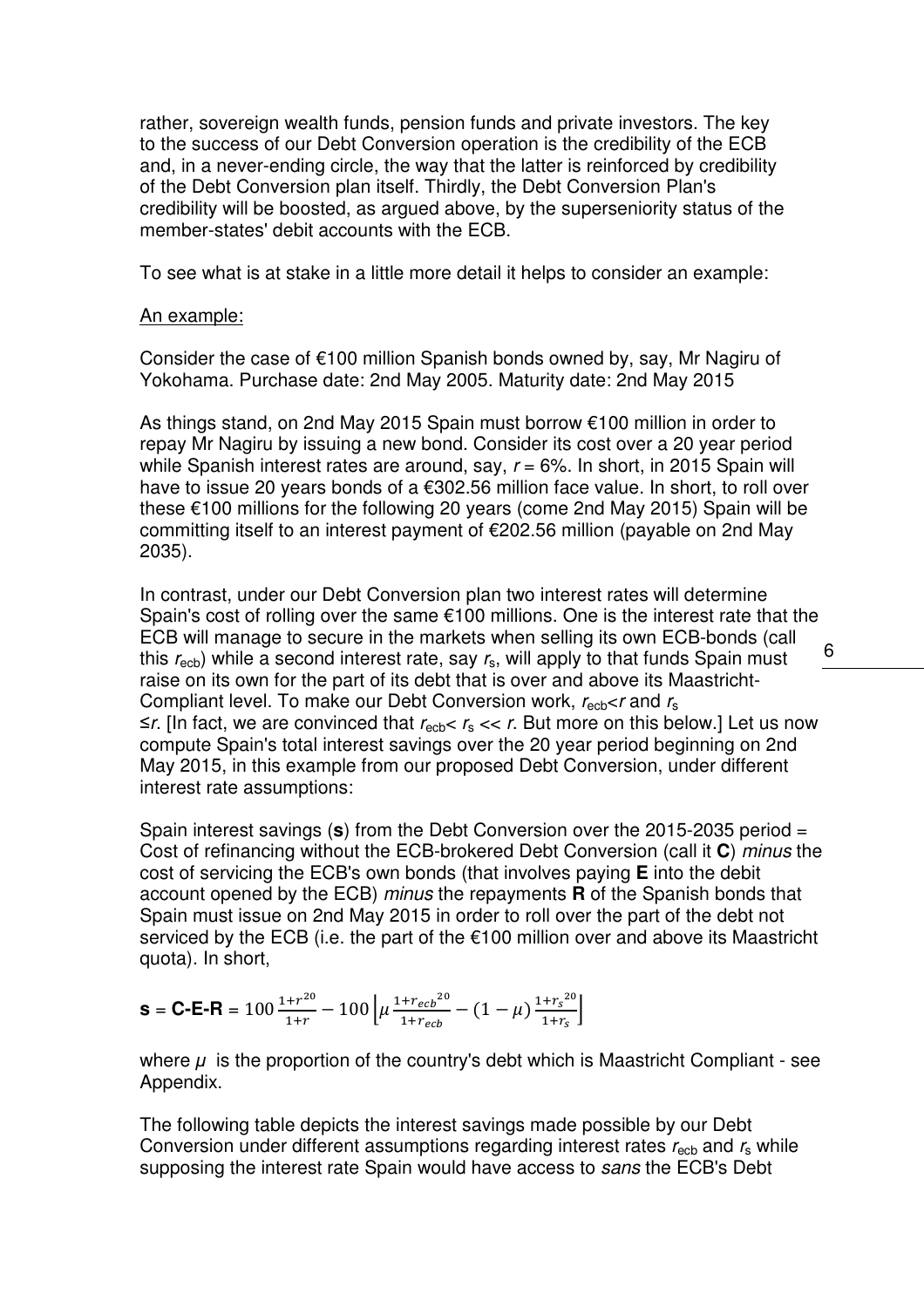rather, sovereign wealth funds, pension funds and private investors. The key to the success of our Debt Conversion operation is the credibility of the ECB and, in a never-ending circle, the way that the latter is reinforced by credibility of the Debt Conversion plan itself. Thirdly, the Debt Conversion Plan's credibility will be boosted, as argued above, by the superseniority status of the member-states' debit accounts with the ECB.

To see what is at stake in a little more detail it helps to consider an example:

An example:

Consider the case of €100 million Spanish bonds owned by, say, Mr Nagiru of Yokohama. Purchase date: 2nd May 2005. Maturity date: 2nd May 2015

As things stand, on 2nd May 2015 Spain must borrow €100 million in order to repay Mr Nagiru by issuing a new bond. Consider its cost over a 20 year period while Spanish interest rates are around, say, $r$ = 6%. In short, in 2015 Spain will have to issue 20 years bonds of a €302.56 million face value. In short, to roll over these €100 millions for the following 20 years (come 2nd May 2015) Spain will be committing itself to an interest payment of €202.56 million (payable on 2nd May 2035).

In contrast, under our Debt Conversion plan two interest rates will determine Spain's cost of rolling over the same €100 millions. One is the interest rate that the ECB will manage to secure in the markets when selling its own ECB-bonds (call this $r_{ecb}$) while a second interest rate, say $r_s$, will apply to that funds Spain must raise on its own for the part of its debt that is over and above its Maastricht-Compliant level. To make our Debt Conversion work, $r_{ecb}<r$ and $r_s \leq r$. [In fact, we are convinced that $r_{ecb}< r_s << r$. But more on this below.] Let us now compute Spain's total interest savings over the 20 year period beginning on 2nd May 2015, in this example from our proposed Debt Conversion, under different interest rate assumptions:

Spain interest savings (**s**) from the Debt Conversion over the 2015-2035 period = Cost of refinancing without the ECB-brokered Debt Conversion (call it **C**) *minus* the cost of servicing the ECB's own bonds (that involves paying **E** into the debit account opened by the ECB) *minus* the repayments **R** of the Spanish bonds that Spain must issue on 2nd May 2015 in order to roll over the part of the debt not serviced by the ECB (i.e. the part of the €100 million over and above its Maastricht quota). In short,

$$\mathbf{s} = \mathbf{C}\text{-}\mathbf{E}\text{-}\mathbf{R} = 100\,\frac{1+r^{20}}{1+r} - 100\left[\mu\,\frac{1+r_{ecb}{}^{20}}{1+r_{ecb}} - (1-\mu)\,\frac{1+r_s{}^{20}}{1+r_s}\right]$$

where $\mu$ is the proportion of the country's debt which is Maastricht Compliant - see Appendix.

The following table depicts the interest savings made possible by our Debt Conversion under different assumptions regarding interest rates $r_{ecb}$ and $r_s$ while supposing the interest rate Spain would have access to *sans* the ECB's Debt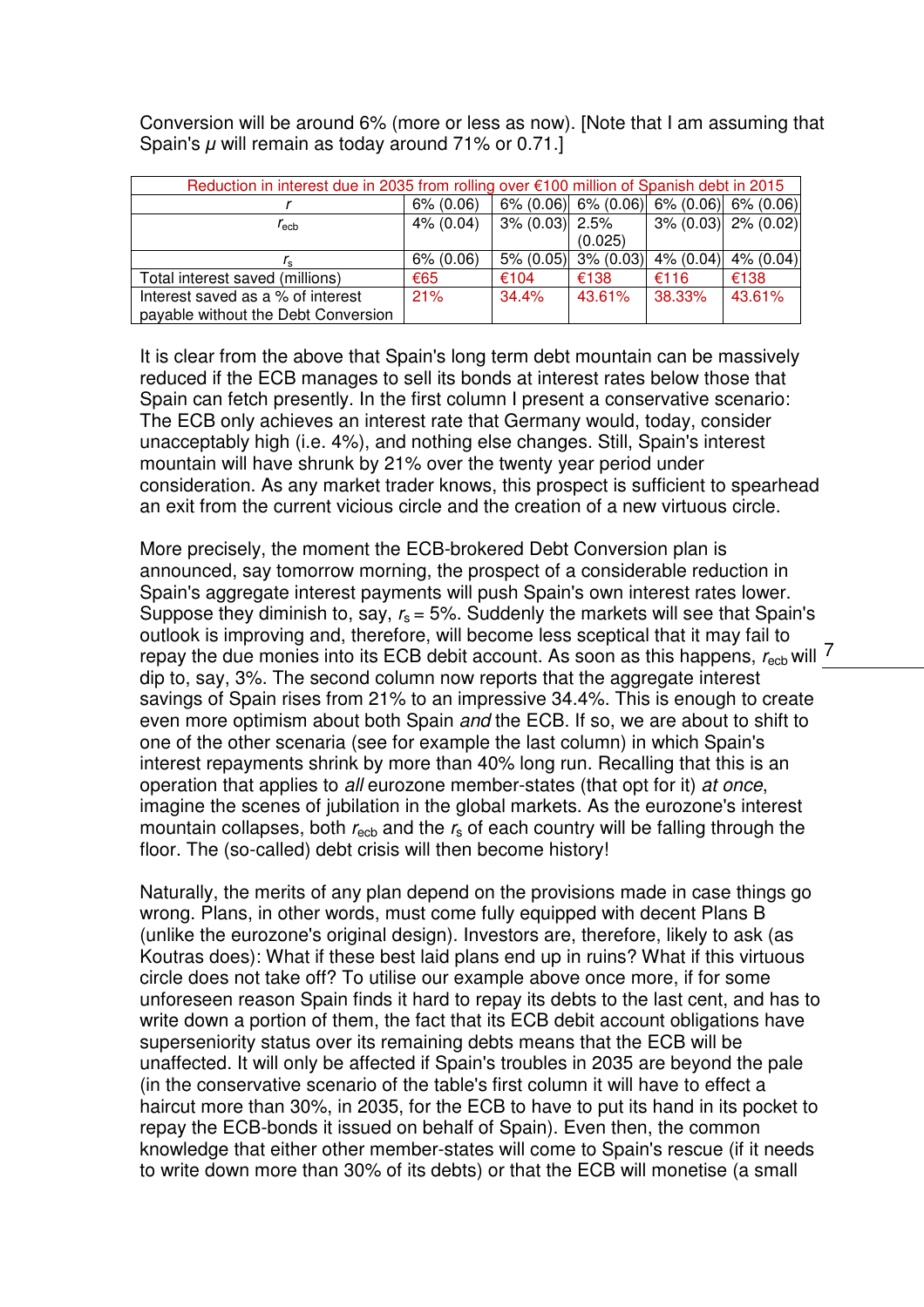Conversion will be around 6% (more or less as now). [Note that I am assuming that Spain's $\mu$ will remain as today around 71% or 0.71.]

| Reduction in interest due in 2035 from rolling over €100 million of Spanish debt in 2015 | | | | | |
|---|---|---|---|---|---|
| $r$ | 6% (0.06) | 6% (0.06) | 6% (0.06) | 6% (0.06) | 6% (0.06) |
| $r_{ecb}$ | 4% (0.04) | 3% (0.03) | 2.5% (0.025) | 3% (0.03) | 2% (0.02) |
| $r_s$ | 6% (0.06) | 5% (0.05) | 3% (0.03) | 4% (0.04) | 4% (0.04) |
| Total interest saved (millions) | €65 | €104 | €138 | €116 | €138 |
| Interest saved as a % of interest payable without the Debt Conversion | 21% | 34.4% | 43.61% | 38.33% | 43.61% |

It is clear from the above that Spain's long term debt mountain can be massively reduced if the ECB manages to sell its bonds at interest rates below those that Spain can fetch presently. In the first column I present a conservative scenario: The ECB only achieves an interest rate that Germany would, today, consider unacceptably high (i.e. 4%), and nothing else changes. Still, Spain's interest mountain will have shrunk by 21% over the twenty year period under consideration. As any market trader knows, this prospect is sufficient to spearhead an exit from the current vicious circle and the creation of a new virtuous circle.

More precisely, the moment the ECB-brokered Debt Conversion plan is announced, say tomorrow morning, the prospect of a considerable reduction in Spain's aggregate interest payments will push Spain's own interest rates lower. Suppose they diminish to, say, $r_s = 5\%$. Suddenly the markets will see that Spain's outlook is improving and, therefore, will become less sceptical that it may fail to repay the due monies into its ECB debit account. As soon as this happens, $r_{ecb}$ will dip to, say, 3%. The second column now reports that the aggregate interest savings of Spain rises from 21% to an impressive 34.4%. This is enough to create even more optimism about both Spain *and* the ECB. If so, we are about to shift to one of the other scenaria (see for example the last column) in which Spain's interest repayments shrink by more than 40% long run. Recalling that this is an operation that applies to *all* eurozone member-states (that opt for it) *at once*, imagine the scenes of jubilation in the global markets. As the eurozone's interest mountain collapses, both $r_{ecb}$ and the $r_s$ of each country will be falling through the floor. The (so-called) debt crisis will then become history!

Naturally, the merits of any plan depend on the provisions made in case things go wrong. Plans, in other words, must come fully equipped with decent Plans B (unlike the eurozone's original design). Investors are, therefore, likely to ask (as Koutras does): What if these best laid plans end up in ruins? What if this virtuous circle does not take off? To utilise our example above once more, if for some unforeseen reason Spain finds it hard to repay its debts to the last cent, and has to write down a portion of them, the fact that its ECB debit account obligations have superseniority status over its remaining debts means that the ECB will be unaffected. It will only be affected if Spain's troubles in 2035 are beyond the pale (in the conservative scenario of the table's first column it will have to effect a haircut more than 30%, in 2035, for the ECB to have to put its hand in its pocket to repay the ECB-bonds it issued on behalf of Spain). Even then, the common knowledge that either other member-states will come to Spain's rescue (if it needs to write down more than 30% of its debts) or that the ECB will monetise (a small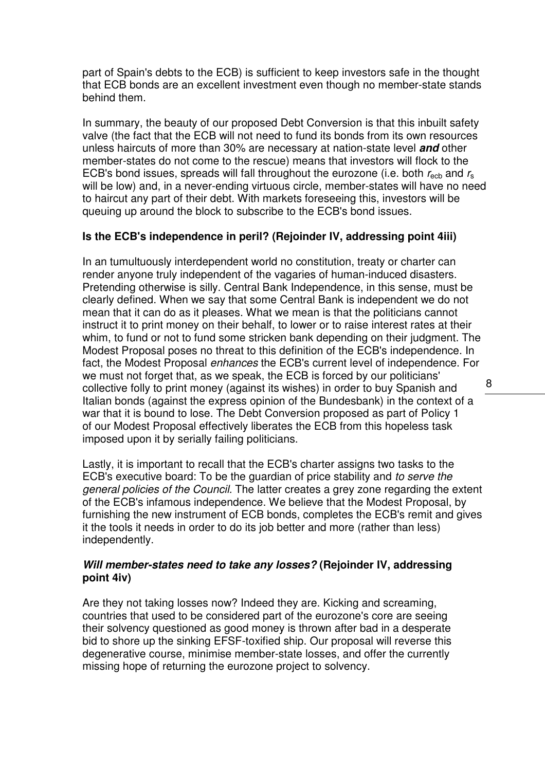part of Spain's debts to the ECB) is sufficient to keep investors safe in the thought that ECB bonds are an excellent investment even though no member-state stands behind them.

In summary, the beauty of our proposed Debt Conversion is that this inbuilt safety valve (the fact that the ECB will not need to fund its bonds from its own resources unless haircuts of more than 30% are necessary at nation-state level ***and*** other member-states do not come to the rescue) means that investors will flock to the ECB's bond issues, spreads will fall throughout the eurozone (i.e. both $r_{ecb}$ and $r_s$ will be low) and, in a never-ending virtuous circle, member-states will have no need to haircut any part of their debt. With markets foreseeing this, investors will be queuing up around the block to subscribe to the ECB's bond issues.

**Is the ECB's independence in peril? (Rejoinder IV, addressing point 4iii)**

In an tumultuously interdependent world no constitution, treaty or charter can render anyone truly independent of the vagaries of human-induced disasters. Pretending otherwise is silly. Central Bank Independence, in this sense, must be clearly defined. When we say that some Central Bank is independent we do not mean that it can do as it pleases. What we mean is that the politicians cannot instruct it to print money on their behalf, to lower or to raise interest rates at their whim, to fund or not to fund some stricken bank depending on their judgment. The Modest Proposal poses no threat to this definition of the ECB's independence. In fact, the Modest Proposal *enhances* the ECB's current level of independence. For we must not forget that, as we speak, the ECB is forced by our politicians' collective folly to print money (against its wishes) in order to buy Spanish and Italian bonds (against the express opinion of the Bundesbank) in the context of a war that it is bound to lose. The Debt Conversion proposed as part of Policy 1 of our Modest Proposal effectively liberates the ECB from this hopeless task imposed upon it by serially failing politicians.

Lastly, it is important to recall that the ECB's charter assigns two tasks to the ECB's executive board: To be the guardian of price stability and *to serve the general policies of the Council*. The latter creates a grey zone regarding the extent of the ECB's infamous independence. We believe that the Modest Proposal, by furnishing the new instrument of ECB bonds, completes the ECB's remit and gives it the tools it needs in order to do its job better and more (rather than less) independently.

***Will member-states need to take any losses?*** **(Rejoinder IV, addressing point 4iv)**

Are they not taking losses now? Indeed they are. Kicking and screaming, countries that used to be considered part of the eurozone's core are seeing their solvency questioned as good money is thrown after bad in a desperate bid to shore up the sinking EFSF-toxified ship. Our proposal will reverse this degenerative course, minimise member-state losses, and offer the currently missing hope of returning the eurozone project to solvency.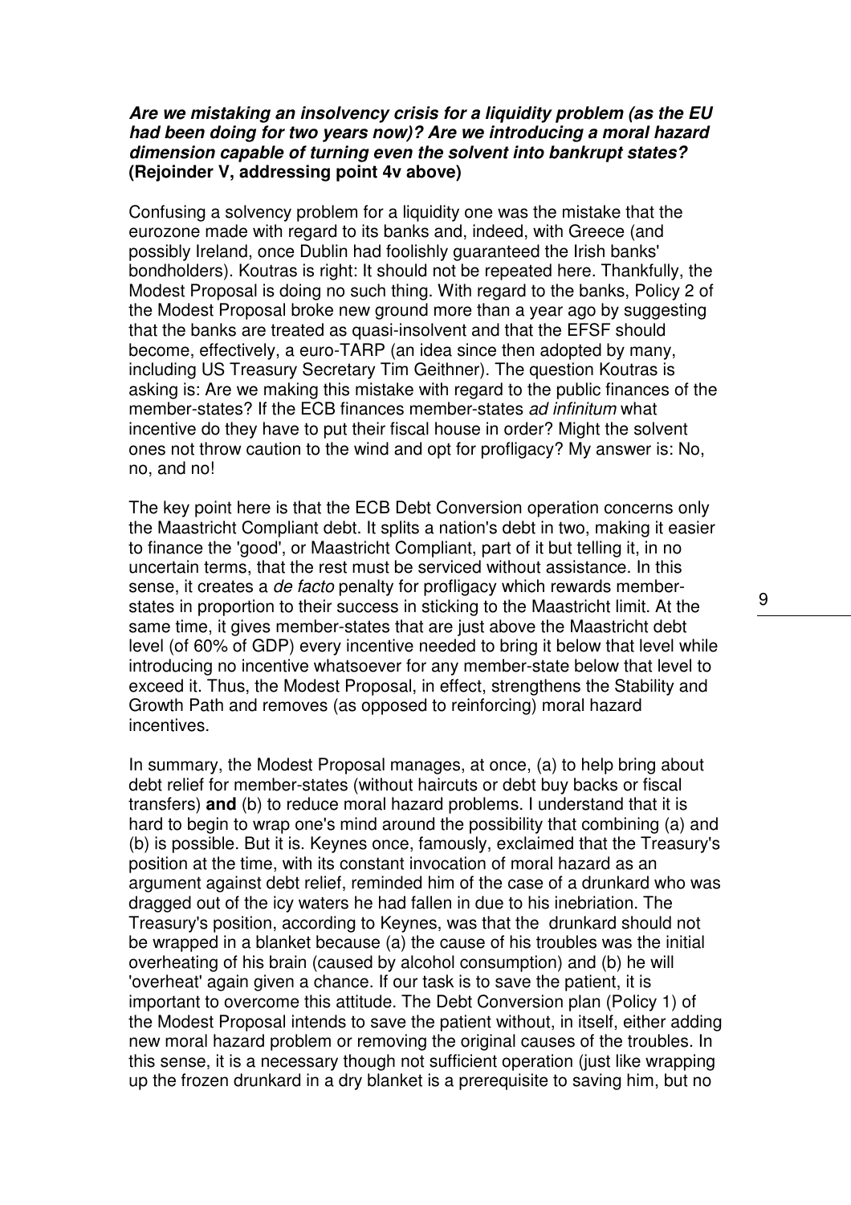***Are we mistaking an insolvency crisis for a liquidity problem (as the EU had been doing for two years now)? Are we introducing a moral hazard dimension capable of turning even the solvent into bankrupt states?* (Rejoinder V, addressing point 4v above)**

Confusing a solvency problem for a liquidity one was the mistake that the eurozone made with regard to its banks and, indeed, with Greece (and possibly Ireland, once Dublin had foolishly guaranteed the Irish banks' bondholders). Koutras is right: It should not be repeated here. Thankfully, the Modest Proposal is doing no such thing. With regard to the banks, Policy 2 of the Modest Proposal broke new ground more than a year ago by suggesting that the banks are treated as quasi-insolvent and that the EFSF should become, effectively, a euro-TARP (an idea since then adopted by many, including US Treasury Secretary Tim Geithner). The question Koutras is asking is: Are we making this mistake with regard to the public finances of the member-states? If the ECB finances member-states *ad infinitum* what incentive do they have to put their fiscal house in order? Might the solvent ones not throw caution to the wind and opt for profligacy? My answer is: No, no, and no!

The key point here is that the ECB Debt Conversion operation concerns only the Maastricht Compliant debt. It splits a nation's debt in two, making it easier to finance the 'good', or Maastricht Compliant, part of it but telling it, in no uncertain terms, that the rest must be serviced without assistance. In this sense, it creates a *de facto* penalty for profligacy which rewards member-states in proportion to their success in sticking to the Maastricht limit. At the same time, it gives member-states that are just above the Maastricht debt level (of 60% of GDP) every incentive needed to bring it below that level while introducing no incentive whatsoever for any member-state below that level to exceed it. Thus, the Modest Proposal, in effect, strengthens the Stability and Growth Path and removes (as opposed to reinforcing) moral hazard incentives.

In summary, the Modest Proposal manages, at once, (a) to help bring about debt relief for member-states (without haircuts or debt buy backs or fiscal transfers) **and** (b) to reduce moral hazard problems. I understand that it is hard to begin to wrap one's mind around the possibility that combining (a) and (b) is possible. But it is. Keynes once, famously, exclaimed that the Treasury's position at the time, with its constant invocation of moral hazard as an argument against debt relief, reminded him of the case of a drunkard who was dragged out of the icy waters he had fallen in due to his inebriation. The Treasury's position, according to Keynes, was that the drunkard should not be wrapped in a blanket because (a) the cause of his troubles was the initial overheating of his brain (caused by alcohol consumption) and (b) he will 'overheat' again given a chance. If our task is to save the patient, it is important to overcome this attitude. The Debt Conversion plan (Policy 1) of the Modest Proposal intends to save the patient without, in itself, either adding new moral hazard problem or removing the original causes of the troubles. In this sense, it is a necessary though not sufficient operation (just like wrapping up the frozen drunkard in a dry blanket is a prerequisite to saving him, but no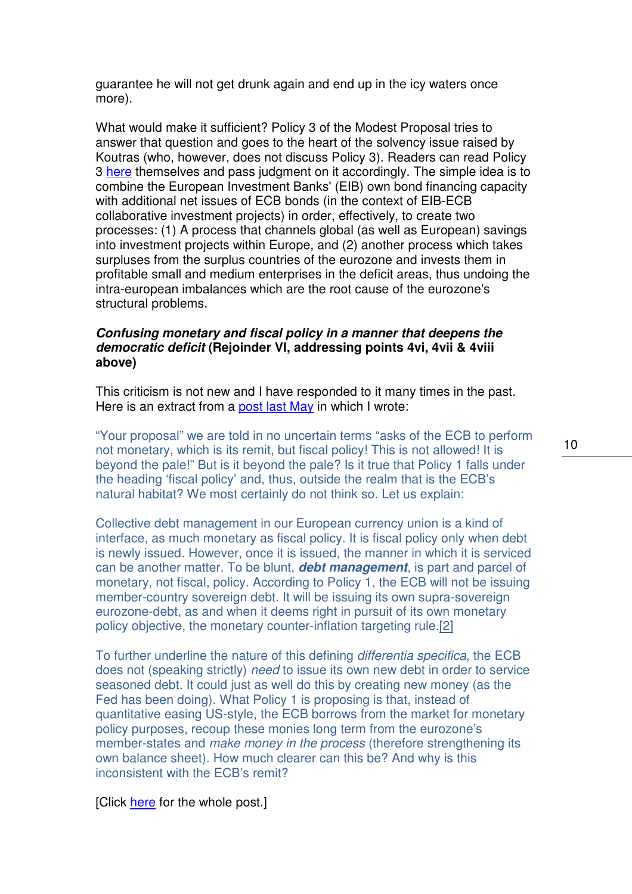guarantee he will not get drunk again and end up in the icy waters once more).

What would make it sufficient? Policy 3 of the Modest Proposal tries to answer that question and goes to the heart of the solvency issue raised by Koutras (who, however, does not discuss Policy 3). Readers can read Policy 3 here themselves and pass judgment on it accordingly. The simple idea is to combine the European Investment Banks' (EIB) own bond financing capacity with additional net issues of ECB bonds (in the context of EIB-ECB collaborative investment projects) in order, effectively, to create two processes: (1) A process that channels global (as well as European) savings into investment projects within Europe, and (2) another process which takes surpluses from the surplus countries of the eurozone and invests them in profitable small and medium enterprises in the deficit areas, thus undoing the intra-european imbalances which are the root cause of the eurozone's structural problems.

***Confusing monetary and fiscal policy in a manner that deepens the democratic deficit*** **(Rejoinder VI, addressing points 4vi, 4vii & 4viii above)**

This criticism is not new and I have responded to it many times in the past. Here is an extract from a post last May in which I wrote:

> "Your proposal" we are told in no uncertain terms "asks of the ECB to perform not monetary, which is its remit, but fiscal policy! This is not allowed! It is beyond the pale!" But is it beyond the pale? Is it true that Policy 1 falls under the heading 'fiscal policy' and, thus, outside the realm that is the ECB's natural habitat? We most certainly do not think so. Let us explain:
>
> Collective debt management in our European currency union is a kind of interface, as much monetary as fiscal policy. It is fiscal policy only when debt is newly issued. However, once it is issued, the manner in which it is serviced can be another matter. To be blunt, ***debt management***, is part and parcel of monetary, not fiscal, policy. According to Policy 1, the ECB will not be issuing member-country sovereign debt. It will be issuing its own supra-sovereign eurozone-debt, as and when it deems right in pursuit of its own monetary policy objective, the monetary counter-inflation targeting rule.[2]
>
> To further underline the nature of this defining *differentia specifica*, the ECB does not (speaking strictly) *need* to issue its own new debt in order to service seasoned debt. It could just as well do this by creating new money (as the Fed has been doing). What Policy 1 is proposing is that, instead of quantitative easing US-style, the ECB borrows from the market for monetary policy purposes, recoup these monies long term from the eurozone's member-states and *make money in the process* (therefore strengthening its own balance sheet). How much clearer can this be? And why is this inconsistent with the ECB's remit?

[Click here for the whole post.]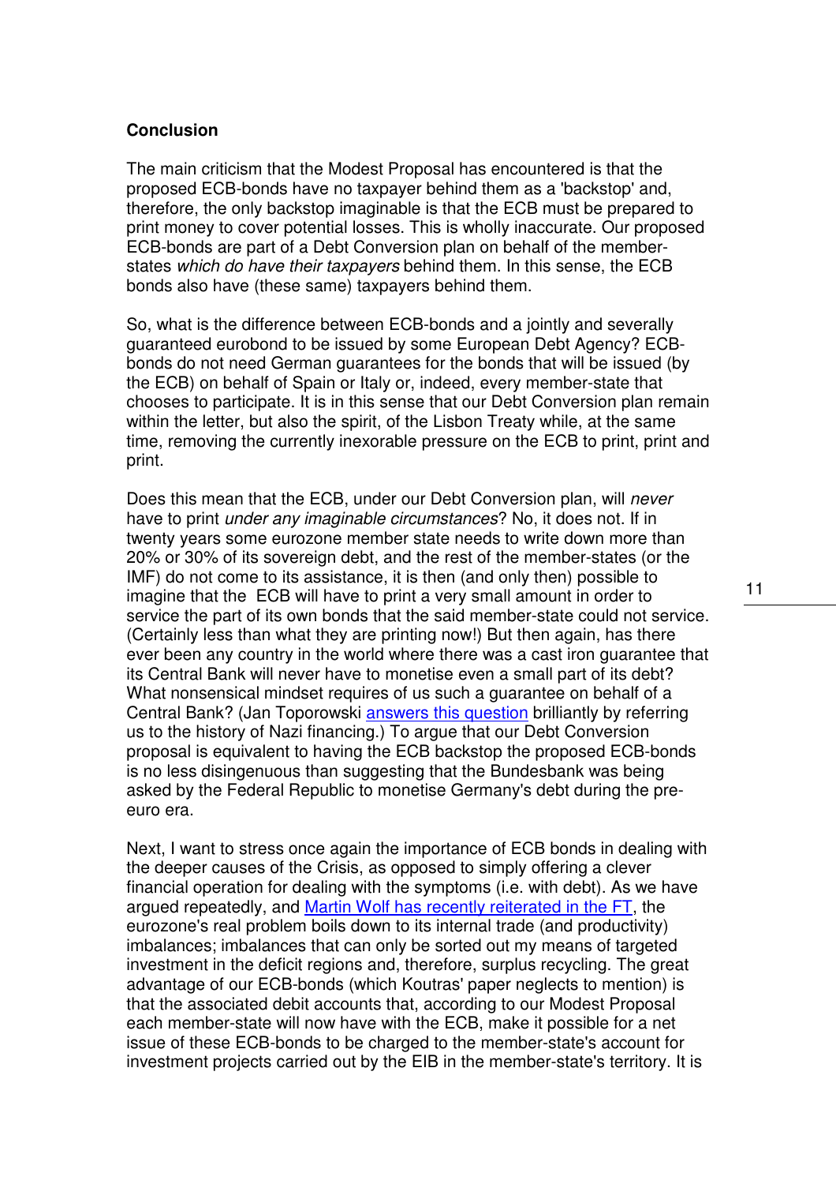**Conclusion**

The main criticism that the Modest Proposal has encountered is that the proposed ECB-bonds have no taxpayer behind them as a 'backstop' and, therefore, the only backstop imaginable is that the ECB must be prepared to print money to cover potential losses. This is wholly inaccurate. Our proposed ECB-bonds are part of a Debt Conversion plan on behalf of the member-states *which do have their taxpayers* behind them. In this sense, the ECB bonds also have (these same) taxpayers behind them.

So, what is the difference between ECB-bonds and a jointly and severally guaranteed eurobond to be issued by some European Debt Agency? ECB-bonds do not need German guarantees for the bonds that will be issued (by the ECB) on behalf of Spain or Italy or, indeed, every member-state that chooses to participate. It is in this sense that our Debt Conversion plan remain within the letter, but also the spirit, of the Lisbon Treaty while, at the same time, removing the currently inexorable pressure on the ECB to print, print and print.

Does this mean that the ECB, under our Debt Conversion plan, will *never* have to print *under any imaginable circumstances*? No, it does not. If in twenty years some eurozone member state needs to write down more than 20% or 30% of its sovereign debt, and the rest of the member-states (or the IMF) do not come to its assistance, it is then (and only then) possible to imagine that the ECB will have to print a very small amount in order to service the part of its own bonds that the said member-state could not service. (Certainly less than what they are printing now!) But then again, has there ever been any country in the world where there was a cast iron guarantee that its Central Bank will never have to monetise even a small part of its debt? What nonsensical mindset requires of us such a guarantee on behalf of a Central Bank? (Jan Toporowski [answers this question] brilliantly by referring us to the history of Nazi financing.) To argue that our Debt Conversion proposal is equivalent to having the ECB backstop the proposed ECB-bonds is no less disingenuous than suggesting that the Bundesbank was being asked by the Federal Republic to monetise Germany's debt during the pre-euro era.

Next, I want to stress once again the importance of ECB bonds in dealing with the deeper causes of the Crisis, as opposed to simply offering a clever financial operation for dealing with the symptoms (i.e. with debt). As we have argued repeatedly, and [Martin Wolf has recently reiterated in the FT], the eurozone's real problem boils down to its internal trade (and productivity) imbalances; imbalances that can only be sorted out my means of targeted investment in the deficit regions and, therefore, surplus recycling. The great advantage of our ECB-bonds (which Koutras' paper neglects to mention) is that the associated debit accounts that, according to our Modest Proposal each member-state will now have with the ECB, make it possible for a net issue of these ECB-bonds to be charged to the member-state's account for investment projects carried out by the EIB in the member-state's territory. It is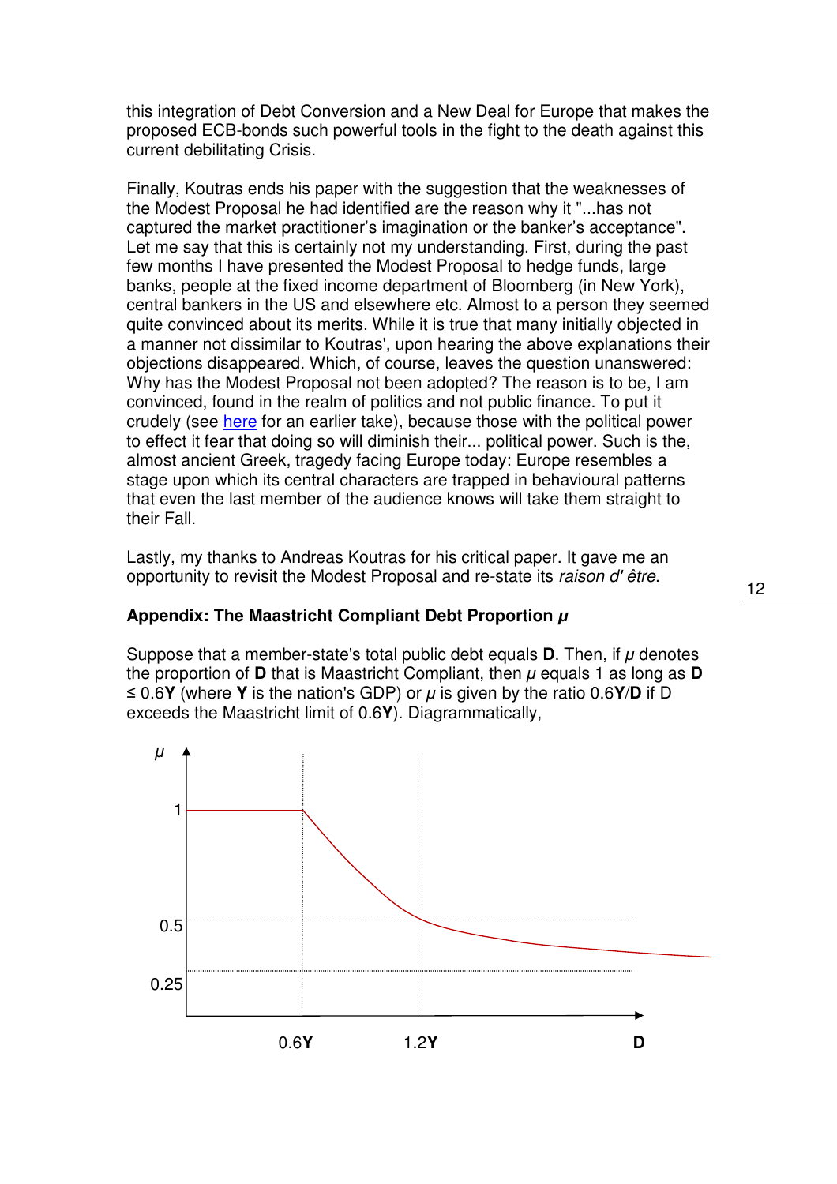this integration of Debt Conversion and a New Deal for Europe that makes the proposed ECB-bonds such powerful tools in the fight to the death against this current debilitating Crisis.

Finally, Koutras ends his paper with the suggestion that the weaknesses of the Modest Proposal he had identified are the reason why it "...has not captured the market practitioner's imagination or the banker's acceptance". Let me say that this is certainly not my understanding. First, during the past few months I have presented the Modest Proposal to hedge funds, large banks, people at the fixed income department of Bloomberg (in New York), central bankers in the US and elsewhere etc. Almost to a person they seemed quite convinced about its merits. While it is true that many initially objected in a manner not dissimilar to Koutras', upon hearing the above explanations their objections disappeared. Which, of course, leaves the question unanswered: Why has the Modest Proposal not been adopted? The reason is to be, I am convinced, found in the realm of politics and not public finance. To put it crudely (see [here](#) for an earlier take), because those with the political power to effect it fear that doing so will diminish their... political power. Such is the, almost ancient Greek, tragedy facing Europe today: Europe resembles a stage upon which its central characters are trapped in behavioural patterns that even the last member of the audience knows will take them straight to their Fall.

Lastly, my thanks to Andreas Koutras for his critical paper. It gave me an opportunity to revisit the Modest Proposal and re-state its *raison d' être*.

**Appendix: The Maastricht Compliant Debt Proportion $\mu$**

Suppose that a member-state's total public debt equals **D**. Then, if $\mu$ denotes the proportion of **D** that is Maastricht Compliant, then $\mu$ equals 1 as long as **D** ≤ 0.6**Y** (where **Y** is the nation's GDP) or $\mu$ is given by the ratio 0.6**Y**/**D** if D exceeds the Maastricht limit of 0.6**Y**). Diagrammatically,

$\mu$

1

0.5

0.25

0.6**Y**

1.2**Y**

**D**